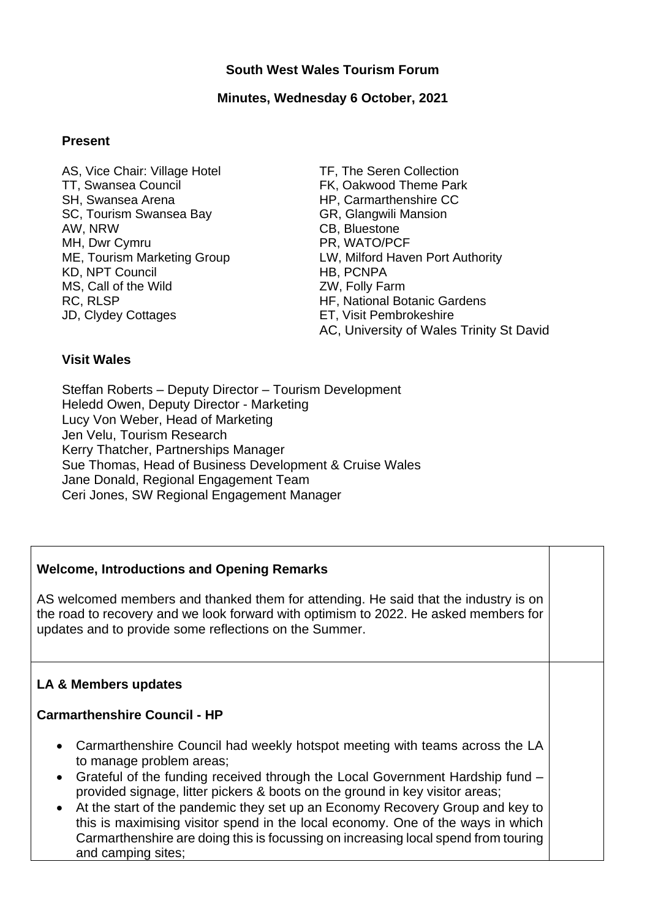# South West Wales Tourism Forum

## Minutes, Wednesday 6 October, 2021

### Present

AS, Vice Chair: Village Hotel
TT, Swansea Council
SH, Swansea Arena
SC, Tourism Swansea Bay
AW, NRW
MH, Dwr Cymru
ME, Tourism Marketing Group
KD, NPT Council
MS, Call of the Wild
RC, RLSP
JD, Clydey Cottages
TF, The Seren Collection
FK, Oakwood Theme Park
HP, Carmarthenshire CC
GR, Glangwili Mansion
CB, Bluestone
PR, WATO/PCF
LW, Milford Haven Port Authority
HB, PCNPA
ZW, Folly Farm
HF, National Botanic Gardens
ET, Visit Pembrokeshire
AC, University of Wales Trinity St David

### Visit Wales

Steffan Roberts – Deputy Director – Tourism Development
Heledd Owen, Deputy Director - Marketing
Lucy Von Weber, Head of Marketing
Jen Velu, Tourism Research
Kerry Thatcher, Partnerships Manager
Sue Thomas, Head of Business Development & Cruise Wales
Jane Donald, Regional Engagement Team
Ceri Jones, SW Regional Engagement Manager

### Welcome, Introductions and Opening Remarks

AS welcomed members and thanked them for attending. He said that the industry is on the road to recovery and we look forward with optimism to 2022. He asked members for updates and to provide some reflections on the Summer.

### LA & Members updates

**Carmarthenshire Council - HP**

- Carmarthenshire Council had weekly hotspot meeting with teams across the LA to manage problem areas;
- Grateful of the funding received through the Local Government Hardship fund – provided signage, litter pickers & boots on the ground in key visitor areas;
- At the start of the pandemic they set up an Economy Recovery Group and key to this is maximising visitor spend in the local economy. One of the ways in which Carmarthenshire are doing this is focussing on increasing local spend from touring and camping sites;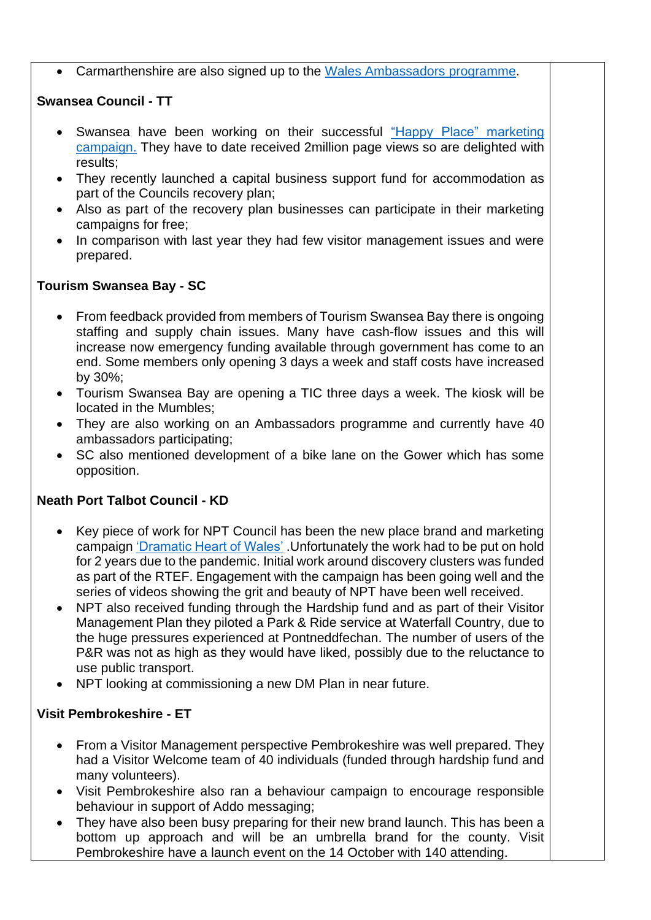- Carmarthenshire are also signed up to the Wales Ambassadors programme.

**Swansea Council - TT**

- Swansea have been working on their successful "Happy Place" marketing campaign. They have to date received 2million page views so are delighted with results;
- They recently launched a capital business support fund for accommodation as part of the Councils recovery plan;
- Also as part of the recovery plan businesses can participate in their marketing campaigns for free;
- In comparison with last year they had few visitor management issues and were prepared.

**Tourism Swansea Bay - SC**

- From feedback provided from members of Tourism Swansea Bay there is ongoing staffing and supply chain issues. Many have cash-flow issues and this will increase now emergency funding available through government has come to an end. Some members only opening 3 days a week and staff costs have increased by 30%;
- Tourism Swansea Bay are opening a TIC three days a week. The kiosk will be located in the Mumbles;
- They are also working on an Ambassadors programme and currently have 40 ambassadors participating;
- SC also mentioned development of a bike lane on the Gower which has some opposition.

**Neath Port Talbot Council - KD**

- Key piece of work for NPT Council has been the new place brand and marketing campaign 'Dramatic Heart of Wales' .Unfortunately the work had to be put on hold for 2 years due to the pandemic. Initial work around discovery clusters was funded as part of the RTEF. Engagement with the campaign has been going well and the series of videos showing the grit and beauty of NPT have been well received.
- NPT also received funding through the Hardship fund and as part of their Visitor Management Plan they piloted a Park & Ride service at Waterfall Country, due to the huge pressures experienced at Pontneddfechan. The number of users of the P&R was not as high as they would have liked, possibly due to the reluctance to use public transport.
- NPT looking at commissioning a new DM Plan in near future.

**Visit Pembrokeshire - ET**

- From a Visitor Management perspective Pembrokeshire was well prepared. They had a Visitor Welcome team of 40 individuals (funded through hardship fund and many volunteers).
- Visit Pembrokeshire also ran a behaviour campaign to encourage responsible behaviour in support of Addo messaging;
- They have also been busy preparing for their new brand launch. This has been a bottom up approach and will be an umbrella brand for the county. Visit Pembrokeshire have a launch event on the 14 October with 140 attending.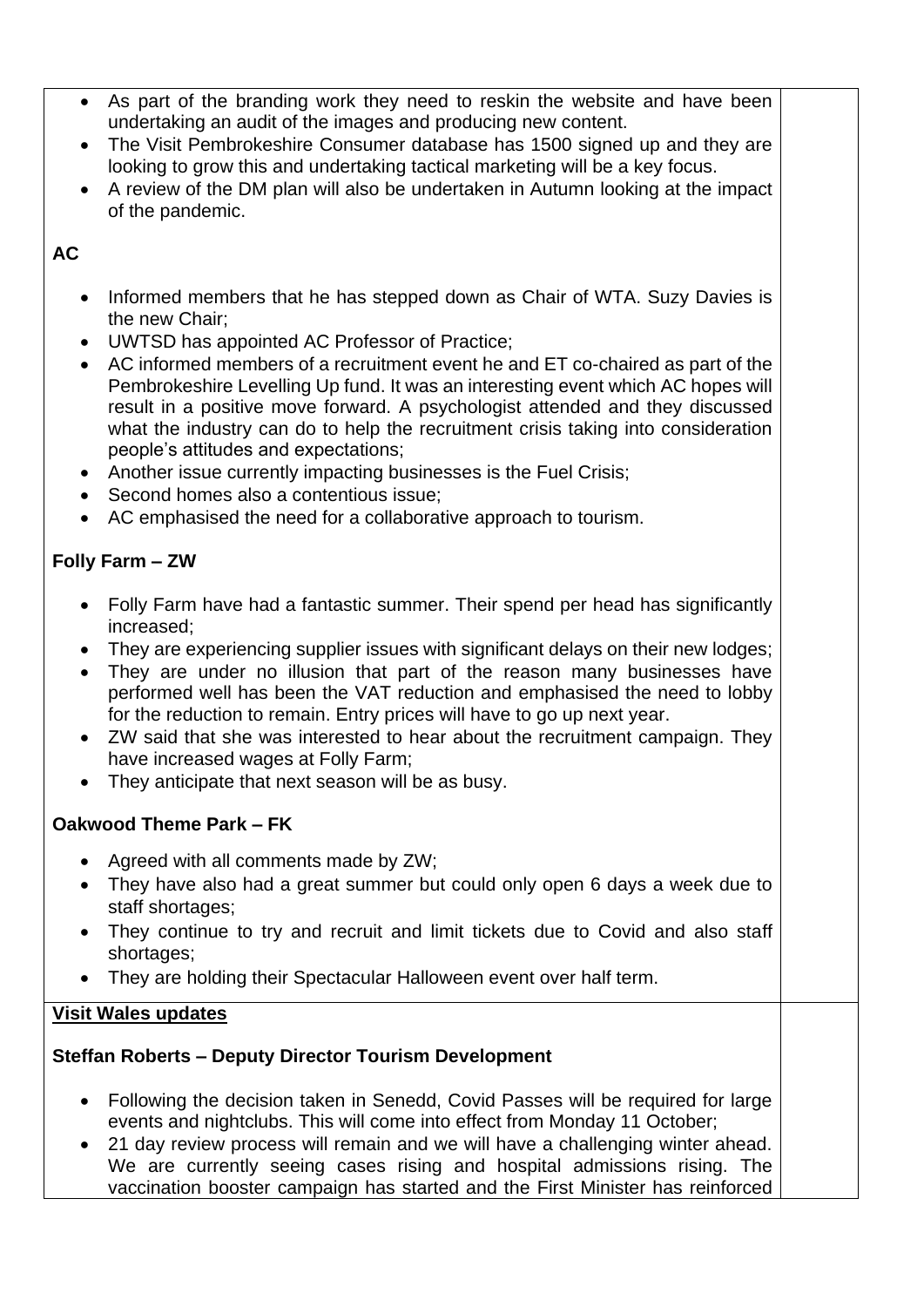- As part of the branding work they need to reskin the website and have been undertaking an audit of the images and producing new content.
- The Visit Pembrokeshire Consumer database has 1500 signed up and they are looking to grow this and undertaking tactical marketing will be a key focus.
- A review of the DM plan will also be undertaken in Autumn looking at the impact of the pandemic.

**AC**

- Informed members that he has stepped down as Chair of WTA. Suzy Davies is the new Chair;
- UWTSD has appointed AC Professor of Practice;
- AC informed members of a recruitment event he and ET co-chaired as part of the Pembrokeshire Levelling Up fund. It was an interesting event which AC hopes will result in a positive move forward. A psychologist attended and they discussed what the industry can do to help the recruitment crisis taking into consideration people's attitudes and expectations;
- Another issue currently impacting businesses is the Fuel Crisis;
- Second homes also a contentious issue;
- AC emphasised the need for a collaborative approach to tourism.

**Folly Farm – ZW**

- Folly Farm have had a fantastic summer. Their spend per head has significantly increased;
- They are experiencing supplier issues with significant delays on their new lodges;
- They are under no illusion that part of the reason many businesses have performed well has been the VAT reduction and emphasised the need to lobby for the reduction to remain. Entry prices will have to go up next year.
- ZW said that she was interested to hear about the recruitment campaign. They have increased wages at Folly Farm;
- They anticipate that next season will be as busy.

**Oakwood Theme Park – FK**

- Agreed with all comments made by ZW;
- They have also had a great summer but could only open 6 days a week due to staff shortages;
- They continue to try and recruit and limit tickets due to Covid and also staff shortages;
- They are holding their Spectacular Halloween event over half term.

**Visit Wales updates**

**Steffan Roberts – Deputy Director Tourism Development**

- Following the decision taken in Senedd, Covid Passes will be required for large events and nightclubs. This will come into effect from Monday 11 October;
- 21 day review process will remain and we will have a challenging winter ahead. We are currently seeing cases rising and hospital admissions rising. The vaccination booster campaign has started and the First Minister has reinforced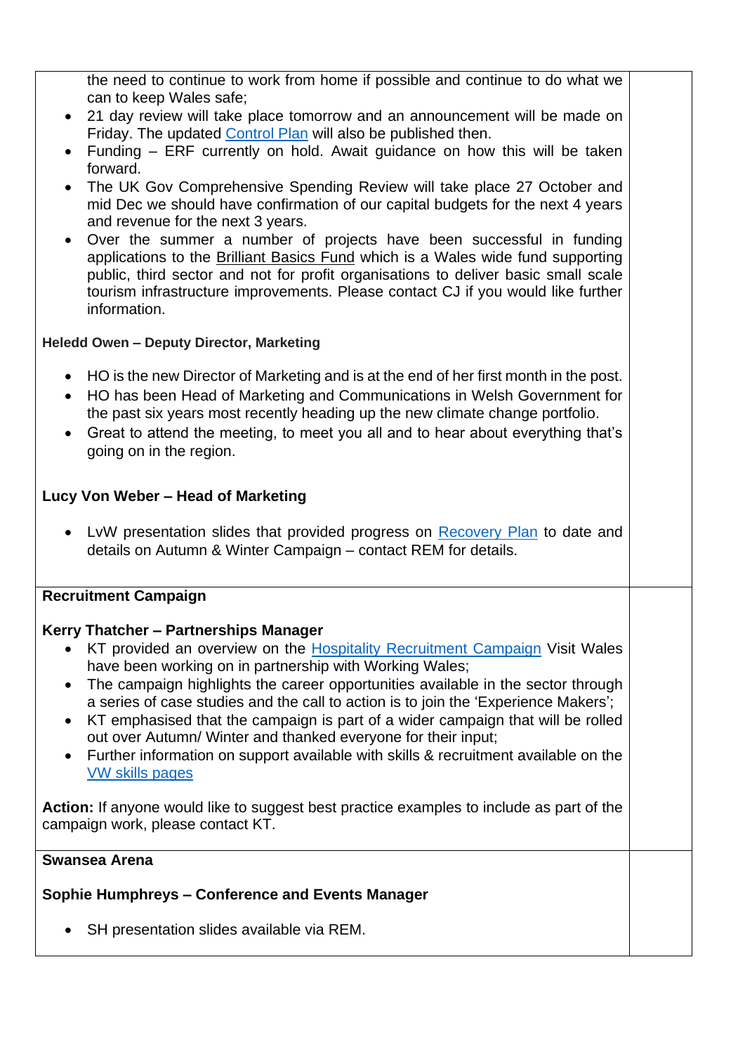- the need to continue to work from home if possible and continue to do what we can to keep Wales safe;
- 21 day review will take place tomorrow and an announcement will be made on Friday. The updated Control Plan will also be published then.
- Funding – ERF currently on hold. Await guidance on how this will be taken forward.
- The UK Gov Comprehensive Spending Review will take place 27 October and mid Dec we should have confirmation of our capital budgets for the next 4 years and revenue for the next 3 years.
- Over the summer a number of projects have been successful in funding applications to the Brilliant Basics Fund which is a Wales wide fund supporting public, third sector and not for profit organisations to deliver basic small scale tourism infrastructure improvements. Please contact CJ if you would like further information.

**Heledd Owen – Deputy Director, Marketing**

- HO is the new Director of Marketing and is at the end of her first month in the post.
- HO has been Head of Marketing and Communications in Welsh Government for the past six years most recently heading up the new climate change portfolio.
- Great to attend the meeting, to meet you all and to hear about everything that's going on in the region.

**Lucy Von Weber – Head of Marketing**

- LvW presentation slides that provided progress on Recovery Plan to date and details on Autumn & Winter Campaign – contact REM for details.

**Recruitment Campaign**

**Kerry Thatcher – Partnerships Manager**

- KT provided an overview on the Hospitality Recruitment Campaign Visit Wales have been working on in partnership with Working Wales;
- The campaign highlights the career opportunities available in the sector through a series of case studies and the call to action is to join the 'Experience Makers';
- KT emphasised that the campaign is part of a wider campaign that will be rolled out over Autumn/ Winter and thanked everyone for their input;
- Further information on support available with skills & recruitment available on the VW skills pages

**Action:** If anyone would like to suggest best practice examples to include as part of the campaign work, please contact KT.

**Swansea Arena**

**Sophie Humphreys – Conference and Events Manager**

- SH presentation slides available via REM.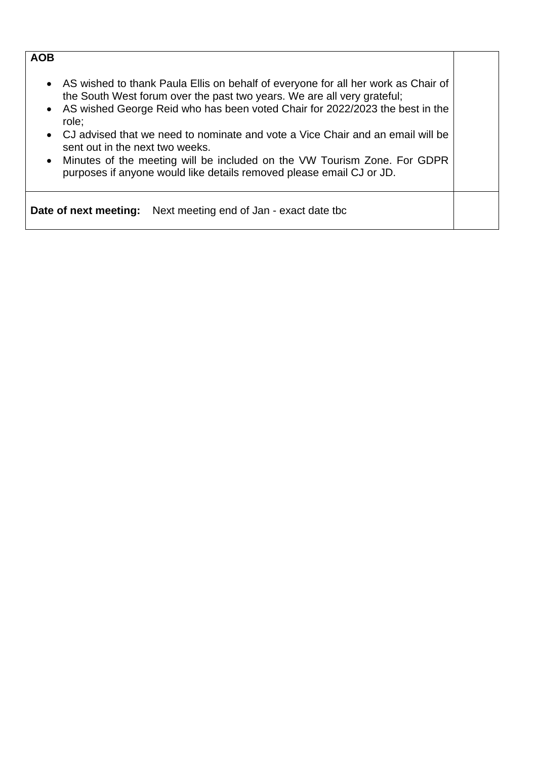| | |
|---|---|
| **AOB**<br><br>• AS wished to thank Paula Ellis on behalf of everyone for all her work as Chair of the South West forum over the past two years. We are all very grateful;<br>• AS wished George Reid who has been voted Chair for 2022/2023 the best in the role;<br>• CJ advised that we need to nominate and vote a Vice Chair and an email will be sent out in the next two weeks.<br>• Minutes of the meeting will be included on the VW Tourism Zone. For GDPR purposes if anyone would like details removed please email CJ or JD. | |
| **Date of next meeting:** Next meeting end of Jan - exact date tbc | |